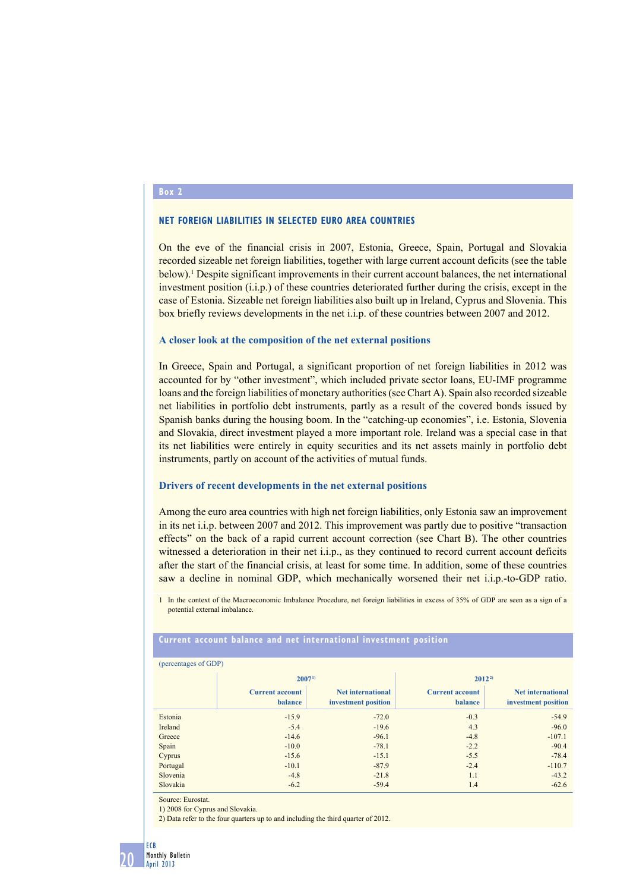Box 2

## NET FOREIGN LIABILITIES IN SELECTED EURO AREA COUNTRIES

On the eve of the financial crisis in 2007, Estonia, Greece, Spain, Portugal and Slovakia recorded sizeable net foreign liabilities, together with large current account deficits (see the table below).[1] Despite significant improvements in their current account balances, the net international investment position (i.i.p.) of these countries deteriorated further during the crisis, except in the case of Estonia. Sizeable net foreign liabilities also built up in Ireland, Cyprus and Slovenia. This box briefly reviews developments in the net i.i.p. of these countries between 2007 and 2012.

### A closer look at the composition of the net external positions

In Greece, Spain and Portugal, a significant proportion of net foreign liabilities in 2012 was accounted for by "other investment", which included private sector loans, EU-IMF programme loans and the foreign liabilities of monetary authorities (see Chart A). Spain also recorded sizeable net liabilities in portfolio debt instruments, partly as a result of the covered bonds issued by Spanish banks during the housing boom. In the "catching-up economies", i.e. Estonia, Slovenia and Slovakia, direct investment played a more important role. Ireland was a special case in that its net liabilities were entirely in equity securities and its net assets mainly in portfolio debt instruments, partly on account of the activities of mutual funds.

### Drivers of recent developments in the net external positions

Among the euro area countries with high net foreign liabilities, only Estonia saw an improvement in its net i.i.p. between 2007 and 2012. This improvement was partly due to positive "transaction effects" on the back of a rapid current account correction (see Chart B). The other countries witnessed a deterioration in their net i.i.p., as they continued to record current account deficits after the start of the financial crisis, at least for some time. In addition, some of these countries saw a decline in nominal GDP, which mechanically worsened their net i.i.p.-to-GDP ratio.

1 In the context of the Macroeconomic Imbalance Procedure, net foreign liabilities in excess of 35% of GDP are seen as a sign of a potential external imbalance.

**Current account balance and net international investment position**

(percentages of GDP)

| | 2007[1)] | | 2012[2)] | |
|---|---|---|---|---|
| | Current account balance | Net international investment position | Current account balance | Net international investment position |
| Estonia | -15.9 | -72.0 | -0.3 | -54.9 |
| Ireland | -5.4 | -19.6 | 4.3 | -96.0 |
| Greece | -14.6 | -96.1 | -4.8 | -107.1 |
| Spain | -10.0 | -78.1 | -2.2 | -90.4 |
| Cyprus | -15.6 | -15.1 | -5.5 | -78.4 |
| Portugal | -10.1 | -87.9 | -2.4 | -110.7 |
| Slovenia | -4.8 | -21.8 | 1.1 | -43.2 |
| Slovakia | -6.2 | -59.4 | 1.4 | -62.6 |

Source: Eurostat.
1) 2008 for Cyprus and Slovakia.
2) Data refer to the four quarters up to and including the third quarter of 2012.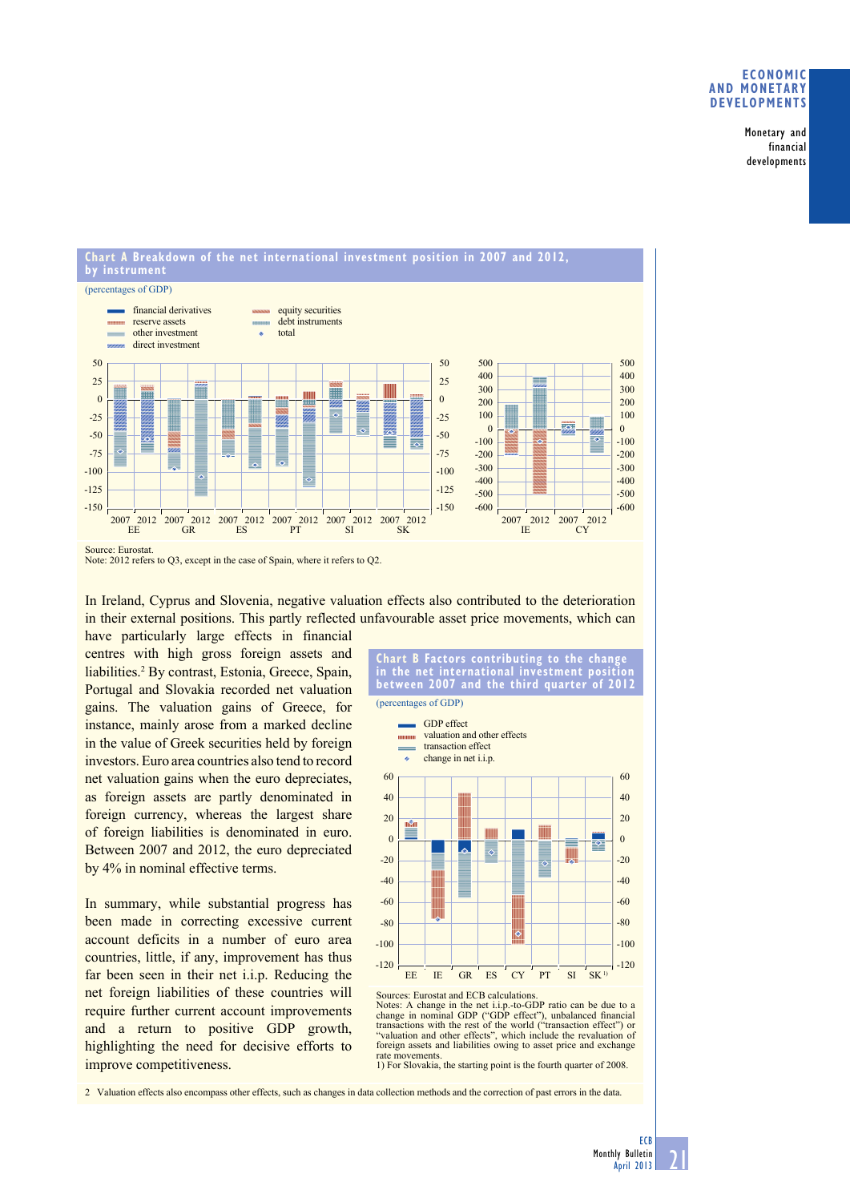**Chart A Breakdown of the net international investment position in 2007 and 2012, by instrument**

(percentages of GDP)

financial derivatives
reserve assets
other investment
direct investment
equity securities
debt instruments
total

50 25 0 -25 -50 -75 -100 -125 -150

2007 2012 EE
2007 2012 GR
2007 2012 ES
2007 2012 PT
2007 2012 SI
2007 2012 SK

500 400 300 200 100 0 -100 -200 -300 -400 -500 -600

2007 2012 IE
2007 2012 CY

Source: Eurostat.
Note: 2012 refers to Q3, except in the case of Spain, where it refers to Q2.

In Ireland, Cyprus and Slovenia, negative valuation effects also contributed to the deterioration in their external positions. This partly reflected unfavourable asset price movements, which can have particularly large effects in financial centres with high gross foreign assets and liabilities.[2] By contrast, Estonia, Greece, Spain, Portugal and Slovakia recorded net valuation gains. The valuation gains of Greece, for instance, mainly arose from a marked decline in the value of Greek securities held by foreign investors. Euro area countries also tend to record net valuation gains when the euro depreciates, as foreign assets are partly denominated in foreign currency, whereas the largest share of foreign liabilities is denominated in euro. Between 2007 and 2012, the euro depreciated by 4% in nominal effective terms.

In summary, while substantial progress has been made in correcting excessive current account deficits in a number of euro area countries, little, if any, improvement has thus far been seen in their net i.i.p. Reducing the net foreign liabilities of these countries will require further current account improvements and a return to positive GDP growth, highlighting the need for decisive efforts to improve competitiveness.

**Chart B Factors contributing to the change in the net international investment position between 2007 and the third quarter of 2012**

(percentages of GDP)

GDP effect
valuation and other effects
transaction effect
change in net i.i.p.

60 40 20 0 -20 -40 -60 -80 -100 -120

EE IE GR ES CY PT SI SK 1)

Sources: Eurostat and ECB calculations.
Notes: A change in the net i.i.p.-to-GDP ratio can be due to a change in nominal GDP ("GDP effect"), unbalanced financial transactions with the rest of the world ("transaction effect") or "valuation and other effects", which include the revaluation of foreign assets and liabilities owing to asset price and exchange rate movements.
1) For Slovakia, the starting point is the fourth quarter of 2008.

2 Valuation effects also encompass other effects, such as changes in data collection methods and the correction of past errors in the data.